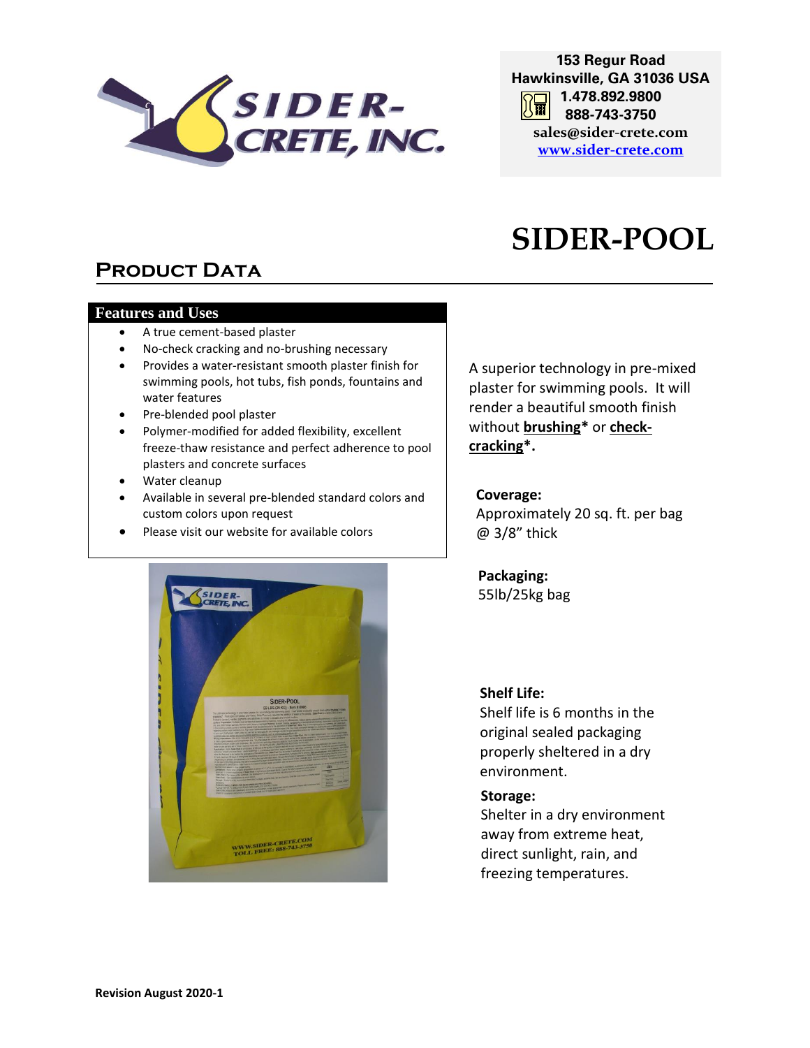153 Regur Road
Hawkinsville, GA 31036 USA
1.478.892.9800
888-743-3750
sales@sider-crete.com
www.sider-crete.com

# SIDER-POOL

## Product Data

### Features and Uses

- A true cement-based plaster
- No-check cracking and no-brushing necessary
- Provides a water-resistant smooth plaster finish for swimming pools, hot tubs, fish ponds, fountains and water features
- Pre-blended pool plaster
- Polymer-modified for added flexibility, excellent freeze-thaw resistance and perfect adherence to pool plasters and concrete surfaces
- Water cleanup
- Available in several pre-blended standard colors and custom colors upon request
- Please visit our website for available colors

A superior technology in pre-mixed plaster for swimming pools. It will render a beautiful smooth finish without **brushing*** or **check-cracking***.

**Coverage:**
Approximately 20 sq. ft. per bag @ 3/8" thick

**Packaging:**
55lb/25kg bag

**Shelf Life:**
Shelf life is 6 months in the original sealed packaging properly sheltered in a dry environment.

**Storage:**
Shelter in a dry environment away from extreme heat, direct sunlight, rain, and freezing temperatures.

**Revision August 2020-1**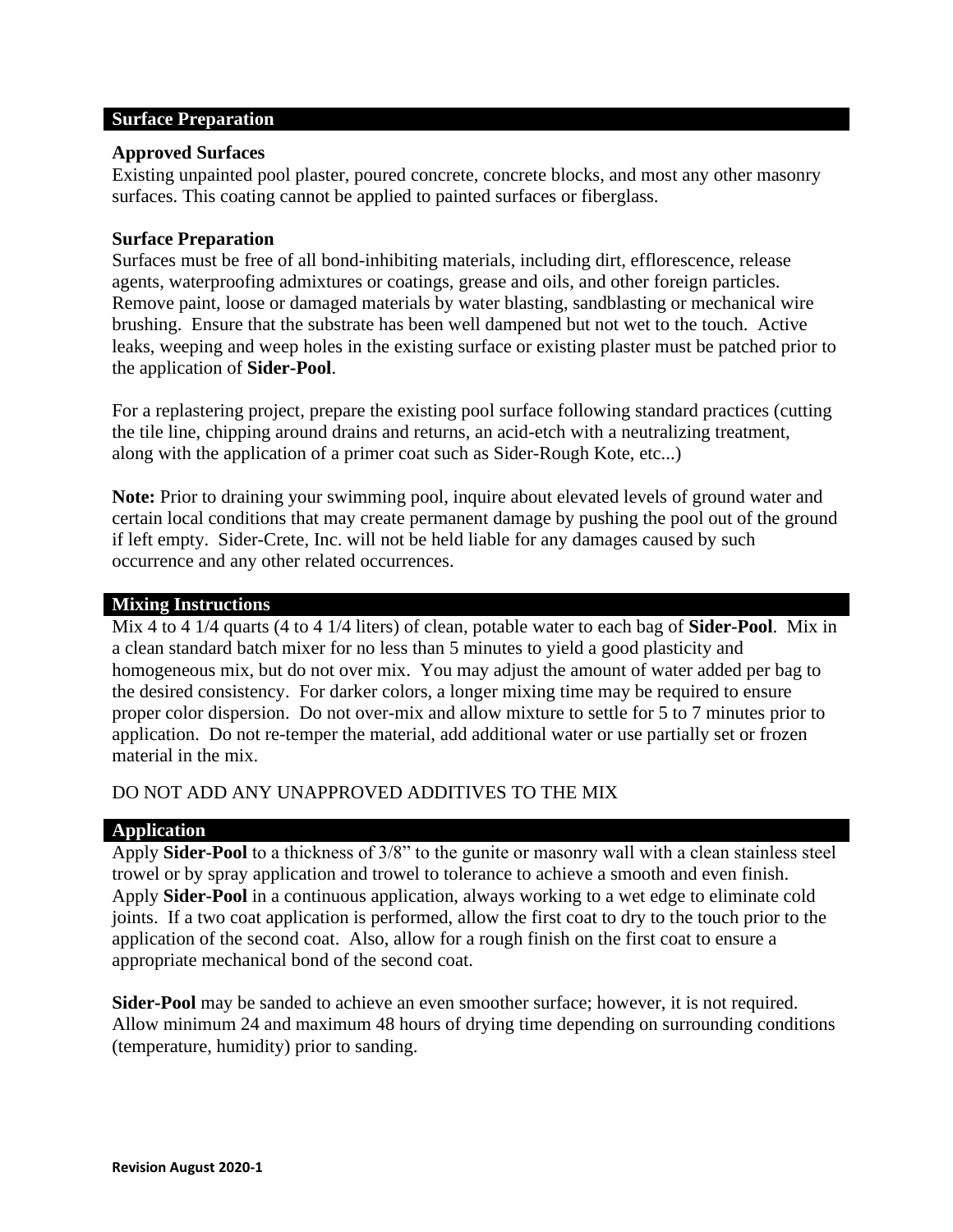## Surface Preparation

### Approved Surfaces

Existing unpainted pool plaster, poured concrete, concrete blocks, and most any other masonry surfaces. This coating cannot be applied to painted surfaces or fiberglass.

### Surface Preparation

Surfaces must be free of all bond-inhibiting materials, including dirt, efflorescence, release agents, waterproofing admixtures or coatings, grease and oils, and other foreign particles. Remove paint, loose or damaged materials by water blasting, sandblasting or mechanical wire brushing. Ensure that the substrate has been well dampened but not wet to the touch. Active leaks, weeping and weep holes in the existing surface or existing plaster must be patched prior to the application of **Sider-Pool**.

For a replastering project, prepare the existing pool surface following standard practices (cutting the tile line, chipping around drains and returns, an acid-etch with a neutralizing treatment, along with the application of a primer coat such as Sider-Rough Kote, etc...)

**Note:** Prior to draining your swimming pool, inquire about elevated levels of ground water and certain local conditions that may create permanent damage by pushing the pool out of the ground if left empty. Sider-Crete, Inc. will not be held liable for any damages caused by such occurrence and any other related occurrences.

## Mixing Instructions

Mix 4 to 4 1/4 quarts (4 to 4 1/4 liters) of clean, potable water to each bag of **Sider-Pool**. Mix in a clean standard batch mixer for no less than 5 minutes to yield a good plasticity and homogeneous mix, but do not over mix. You may adjust the amount of water added per bag to the desired consistency. For darker colors, a longer mixing time may be required to ensure proper color dispersion. Do not over-mix and allow mixture to settle for 5 to 7 minutes prior to application. Do not re-temper the material, add additional water or use partially set or frozen material in the mix.

DO NOT ADD ANY UNAPPROVED ADDITIVES TO THE MIX

## Application

Apply **Sider-Pool** to a thickness of 3/8" to the gunite or masonry wall with a clean stainless steel trowel or by spray application and trowel to tolerance to achieve a smooth and even finish. Apply **Sider-Pool** in a continuous application, always working to a wet edge to eliminate cold joints. If a two coat application is performed, allow the first coat to dry to the touch prior to the application of the second coat. Also, allow for a rough finish on the first coat to ensure a appropriate mechanical bond of the second coat.

**Sider-Pool** may be sanded to achieve an even smoother surface; however, it is not required. Allow minimum 24 and maximum 48 hours of drying time depending on surrounding conditions (temperature, humidity) prior to sanding.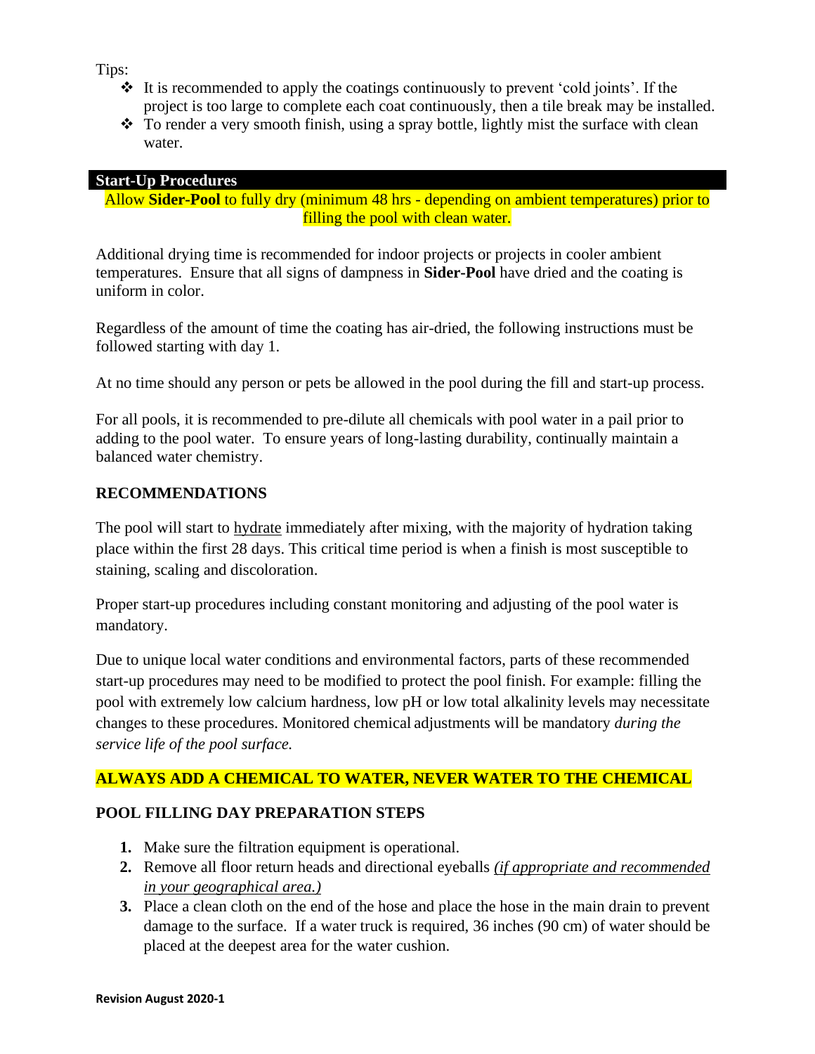Tips:

- It is recommended to apply the coatings continuously to prevent 'cold joints'. If the project is too large to complete each coat continuously, then a tile break may be installed.
- To render a very smooth finish, using a spray bottle, lightly mist the surface with clean water.

## Start-Up Procedures

Allow **Sider-Pool** to fully dry (minimum 48 hrs - depending on ambient temperatures) prior to filling the pool with clean water.

Additional drying time is recommended for indoor projects or projects in cooler ambient temperatures. Ensure that all signs of dampness in **Sider-Pool** have dried and the coating is uniform in color.

Regardless of the amount of time the coating has air-dried, the following instructions must be followed starting with day 1.

At no time should any person or pets be allowed in the pool during the fill and start-up process.

For all pools, it is recommended to pre-dilute all chemicals with pool water in a pail prior to adding to the pool water. To ensure years of long-lasting durability, continually maintain a balanced water chemistry.

### RECOMMENDATIONS

The pool will start to hydrate immediately after mixing, with the majority of hydration taking place within the first 28 days. This critical time period is when a finish is most susceptible to staining, scaling and discoloration.

Proper start-up procedures including constant monitoring and adjusting of the pool water is mandatory.

Due to unique local water conditions and environmental factors, parts of these recommended start-up procedures may need to be modified to protect the pool finish. For example: filling the pool with extremely low calcium hardness, low pH or low total alkalinity levels may necessitate changes to these procedures. Monitored chemical adjustments will be mandatory *during the service life of the pool surface.*

**ALWAYS ADD A CHEMICAL TO WATER, NEVER WATER TO THE CHEMICAL**

### POOL FILLING DAY PREPARATION STEPS

1. Make sure the filtration equipment is operational.
2. Remove all floor return heads and directional eyeballs *(if appropriate and recommended in your geographical area.)*
3. Place a clean cloth on the end of the hose and place the hose in the main drain to prevent damage to the surface. If a water truck is required, 36 inches (90 cm) of water should be placed at the deepest area for the water cushion.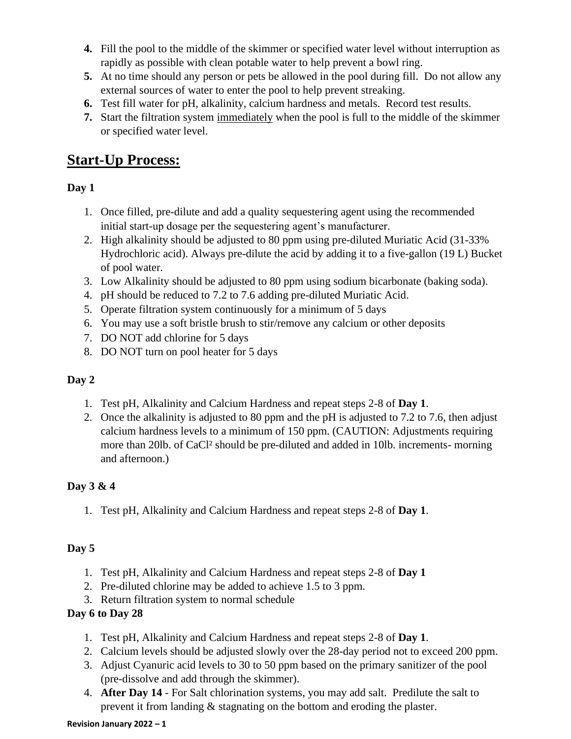4. Fill the pool to the middle of the skimmer or specified water level without interruption as rapidly as possible with clean potable water to help prevent a bowl ring.
5. At no time should any person or pets be allowed in the pool during fill. Do not allow any external sources of water to enter the pool to help prevent streaking.
6. Test fill water for pH, alkalinity, calcium hardness and metals. Record test results.
7. Start the filtration system <u>immediately</u> when the pool is full to the middle of the skimmer or specified water level.

## Start-Up Process:

**Day 1**

1. Once filled, pre-dilute and add a quality sequestering agent using the recommended initial start-up dosage per the sequestering agent's manufacturer.
2. High alkalinity should be adjusted to 80 ppm using pre-diluted Muriatic Acid (31-33% Hydrochloric acid). Always pre-dilute the acid by adding it to a five-gallon (19 L) Bucket of pool water.
3. Low Alkalinity should be adjusted to 80 ppm using sodium bicarbonate (baking soda).
4. pH should be reduced to 7.2 to 7.6 adding pre-diluted Muriatic Acid.
5. Operate filtration system continuously for a minimum of 5 days
6. You may use a soft bristle brush to stir/remove any calcium or other deposits
7. DO NOT add chlorine for 5 days
8. DO NOT turn on pool heater for 5 days

**Day 2**

1. Test pH, Alkalinity and Calcium Hardness and repeat steps 2-8 of **Day 1**.
2. Once the alkalinity is adjusted to 80 ppm and the pH is adjusted to 7.2 to 7.6, then adjust calcium hardness levels to a minimum of 150 ppm. (CAUTION: Adjustments requiring more than 20lb. of $CaCl^2$ should be pre-diluted and added in 10lb. increments- morning and afternoon.)

**Day 3 & 4**

1. Test pH, Alkalinity and Calcium Hardness and repeat steps 2-8 of **Day 1**.

**Day 5**

1. Test pH, Alkalinity and Calcium Hardness and repeat steps 2-8 of **Day 1**
2. Pre-diluted chlorine may be added to achieve 1.5 to 3 ppm.
3. Return filtration system to normal schedule

**Day 6 to Day 28**

1. Test pH, Alkalinity and Calcium Hardness and repeat steps 2-8 of **Day 1**.
2. Calcium levels should be adjusted slowly over the 28-day period not to exceed 200 ppm.
3. Adjust Cyanuric acid levels to 30 to 50 ppm based on the primary sanitizer of the pool (pre-dissolve and add through the skimmer).
4. **After Day 14** - For Salt chlorination systems, you may add salt. Predilute the salt to prevent it from landing & stagnating on the bottom and eroding the plaster.

**Revision January 2022 – 1**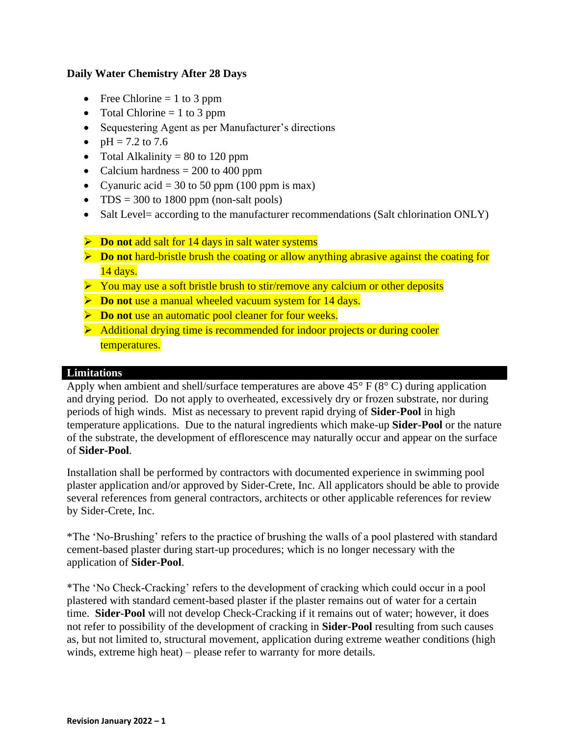**Daily Water Chemistry After 28 Days**

- Free Chlorine = 1 to 3 ppm
- Total Chlorine = 1 to 3 ppm
- Sequestering Agent as per Manufacturer's directions
- pH = 7.2 to 7.6
- Total Alkalinity = 80 to 120 ppm
- Calcium hardness = 200 to 400 ppm
- Cyanuric acid = 30 to 50 ppm (100 ppm is max)
- TDS = 300 to 1800 ppm (non-salt pools)
- Salt Level= according to the manufacturer recommendations (Salt chlorination ONLY)

- **Do not** add salt for 14 days in salt water systems
- **Do not** hard-bristle brush the coating or allow anything abrasive against the coating for 14 days.
- You may use a soft bristle brush to stir/remove any calcium or other deposits
- **Do not** use a manual wheeled vacuum system for 14 days.
- **Do not** use an automatic pool cleaner for four weeks.
- Additional drying time is recommended for indoor projects or during cooler temperatures.

## Limitations

Apply when ambient and shell/surface temperatures are above 45° F (8° C) during application and drying period. Do not apply to overheated, excessively dry or frozen substrate, nor during periods of high winds. Mist as necessary to prevent rapid drying of **Sider-Pool** in high temperature applications. Due to the natural ingredients which make-up **Sider-Pool** or the nature of the substrate, the development of efflorescence may naturally occur and appear on the surface of **Sider-Pool**.

Installation shall be performed by contractors with documented experience in swimming pool plaster application and/or approved by Sider-Crete, Inc. All applicators should be able to provide several references from general contractors, architects or other applicable references for review by Sider-Crete, Inc.

*The 'No-Brushing' refers to the practice of brushing the walls of a pool plastered with standard cement-based plaster during start-up procedures; which is no longer necessary with the application of **Sider-Pool**.

*The 'No Check-Cracking' refers to the development of cracking which could occur in a pool plastered with standard cement-based plaster if the plaster remains out of water for a certain time. **Sider-Pool** will not develop Check-Cracking if it remains out of water; however, it does not refer to possibility of the development of cracking in **Sider-Pool** resulting from such causes as, but not limited to, structural movement, application during extreme weather conditions (high winds, extreme high heat) – please refer to warranty for more details.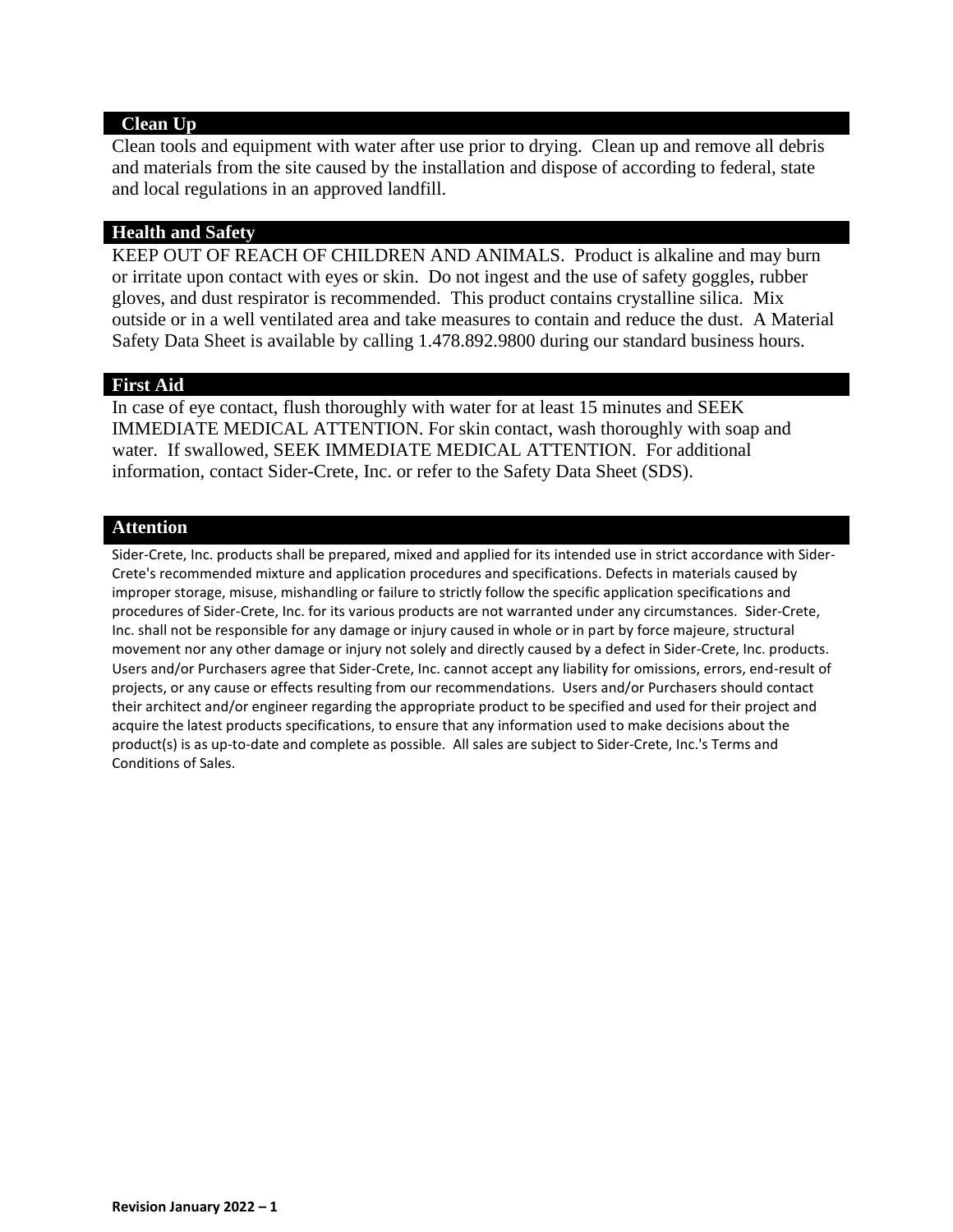## Clean Up

Clean tools and equipment with water after use prior to drying. Clean up and remove all debris and materials from the site caused by the installation and dispose of according to federal, state and local regulations in an approved landfill.

## Health and Safety

KEEP OUT OF REACH OF CHILDREN AND ANIMALS. Product is alkaline and may burn or irritate upon contact with eyes or skin. Do not ingest and the use of safety goggles, rubber gloves, and dust respirator is recommended. This product contains crystalline silica. Mix outside or in a well ventilated area and take measures to contain and reduce the dust. A Material Safety Data Sheet is available by calling 1.478.892.9800 during our standard business hours.

## First Aid

In case of eye contact, flush thoroughly with water for at least 15 minutes and SEEK IMMEDIATE MEDICAL ATTENTION. For skin contact, wash thoroughly with soap and water. If swallowed, SEEK IMMEDIATE MEDICAL ATTENTION. For additional information, contact Sider-Crete, Inc. or refer to the Safety Data Sheet (SDS).

## Attention

Sider-Crete, Inc. products shall be prepared, mixed and applied for its intended use in strict accordance with Sider-Crete's recommended mixture and application procedures and specifications. Defects in materials caused by improper storage, misuse, mishandling or failure to strictly follow the specific application specifications and procedures of Sider-Crete, Inc. for its various products are not warranted under any circumstances. Sider-Crete, Inc. shall not be responsible for any damage or injury caused in whole or in part by force majeure, structural movement nor any other damage or injury not solely and directly caused by a defect in Sider-Crete, Inc. products. Users and/or Purchasers agree that Sider-Crete, Inc. cannot accept any liability for omissions, errors, end-result of projects, or any cause or effects resulting from our recommendations. Users and/or Purchasers should contact their architect and/or engineer regarding the appropriate product to be specified and used for their project and acquire the latest products specifications, to ensure that any information used to make decisions about the product(s) is as up-to-date and complete as possible. All sales are subject to Sider-Crete, Inc.'s Terms and Conditions of Sales.

**Revision January 2022 – 1**